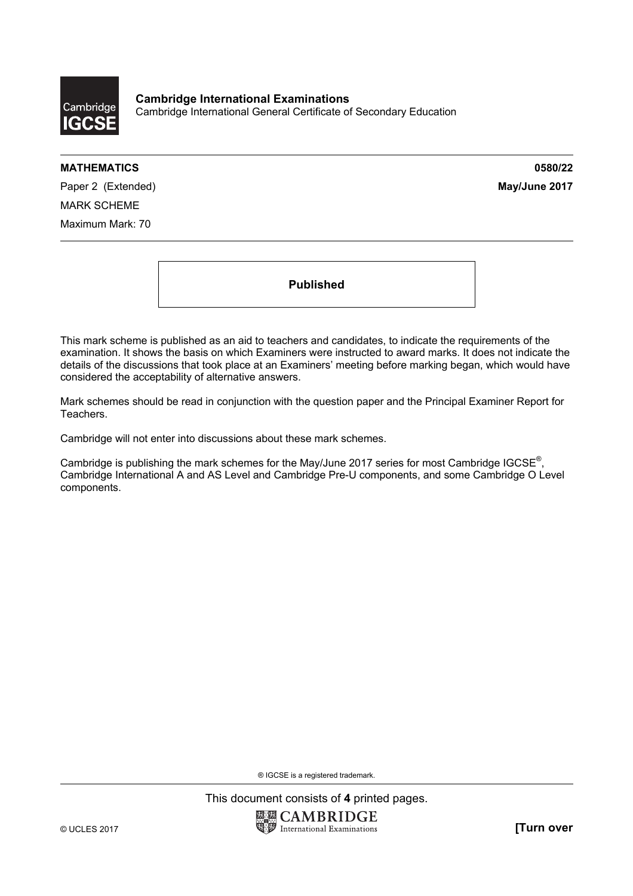**Cambridge International Examinations**
Cambridge International General Certificate of Secondary Education

**MATHEMATICS** **0580/22**

Paper 2 (Extended) **May/June 2017**

MARK SCHEME

Maximum Mark: 70

**Published**

This mark scheme is published as an aid to teachers and candidates, to indicate the requirements of the examination. It shows the basis on which Examiners were instructed to award marks. It does not indicate the details of the discussions that took place at an Examiners' meeting before marking began, which would have considered the acceptability of alternative answers.

Mark schemes should be read in conjunction with the question paper and the Principal Examiner Report for Teachers.

Cambridge will not enter into discussions about these mark schemes.

Cambridge is publishing the mark schemes for the May/June 2017 series for most Cambridge IGCSE®, Cambridge International A and AS Level and Cambridge Pre-U components, and some Cambridge O Level components.

® IGCSE is a registered trademark.

This document consists of **4** printed pages.

© UCLES 2017 **[Turn over**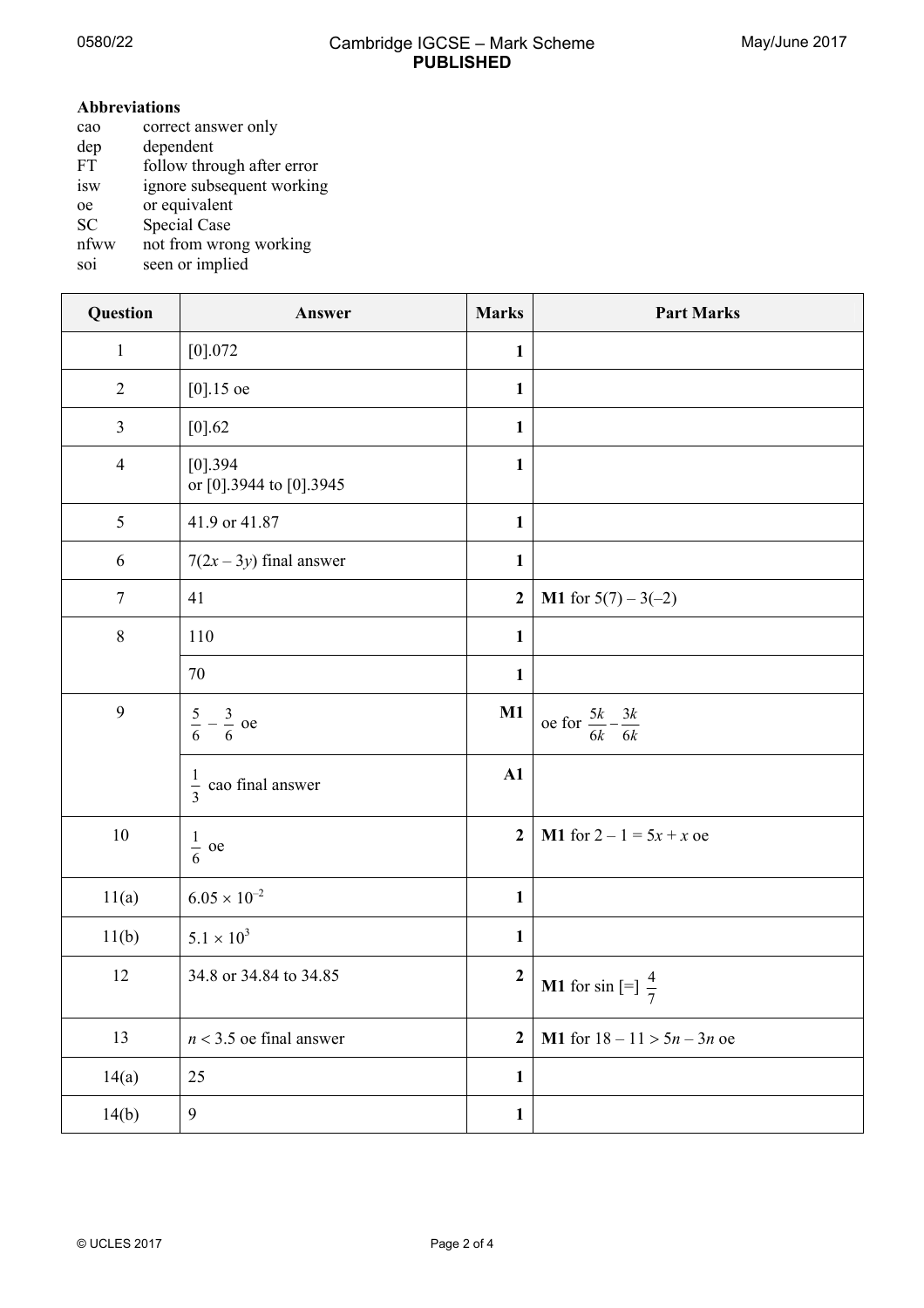**Abbreviations**

cao correct answer only
dep dependent
FT follow through after error
isw ignore subsequent working
oe or equivalent
SC Special Case
nfww not from wrong working
soi seen or implied

| Question | Answer | Marks | Part Marks |
|---|---|---|---|
| 1 | [0].072 | **1** | |
| 2 | [0].15 oe | **1** | |
| 3 | [0].62 | **1** | |
| 4 | [0].394 or [0].3944 to [0].3945 | **1** | |
| 5 | 41.9 or 41.87 | **1** | |
| 6 | $7(2x - 3y)$ final answer | **1** | |
| 7 | 41 | **2** | **M1** for $5(7) - 3(-2)$ |
| 8 | 110 | **1** | |
| | 70 | **1** | |
| 9 | $\frac{5}{6} - \frac{3}{6}$ oe | **M1** | oe for $\frac{5k}{6k} - \frac{3k}{6k}$ |
| | $\frac{1}{3}$ cao final answer | **A1** | |
| 10 | $\frac{1}{6}$ oe | **2** | **M1** for $2 - 1 = 5x + x$ oe |
| 11(a) | $6.05 \times 10^{-2}$ | **1** | |
| 11(b) | $5.1 \times 10^{3}$ | **1** | |
| 12 | 34.8 or 34.84 to 34.85 | **2** | **M1** for sin [=] $\frac{4}{7}$ |
| 13 | $n < 3.5$ oe final answer | **2** | **M1** for $18 - 11 > 5n - 3n$ oe |
| 14(a) | 25 | **1** | |
| 14(b) | 9 | **1** | |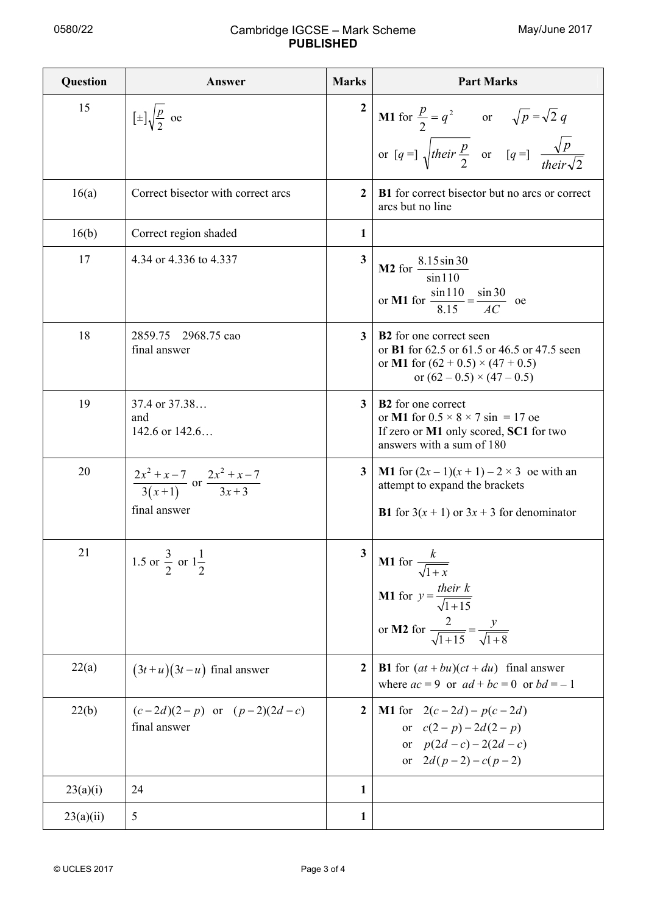| Question | Answer | Marks | Part Marks |
|---|---|---|---|
| 15 | $[\pm]\sqrt{\dfrac{p}{2}}$ oe | 2 | **M1** for $\dfrac{p}{2} = q^2$ or $\sqrt{p} = \sqrt{2}\,q$ or $[q =]\ \sqrt{their\ \dfrac{p}{2}}$ or $[q =]\ \dfrac{\sqrt{p}}{their\sqrt{2}}$ |
| 16(a) | Correct bisector with correct arcs | 2 | **B1** for correct bisector but no arcs or correct arcs but no line |
| 16(b) | Correct region shaded | 1 | |
| 17 | 4.34 or 4.336 to 4.337 | 3 | **M2** for $\dfrac{8.15\sin 30}{\sin 110}$ or **M1** for $\dfrac{\sin 110}{8.15} = \dfrac{\sin 30}{AC}$ oe |
| 18 | 2859.75 2968.75 cao final answer | 3 | **B2** for one correct seen or **B1** for 62.5 or 61.5 or 46.5 or 47.5 seen or **M1** for $(62 + 0.5) \times (47 + 0.5)$ or $(62 – 0.5) \times (47 – 0.5)$ |
| 19 | 37.4 or 37.38… and 142.6 or 142.6… | 3 | **B2** for one correct or **M1** for $0.5 \times 8 \times 7 \sin = 17$ oe If zero or **M1** only scored, **SC1** for two answers with a sum of 180 |
| 20 | $\dfrac{2x^2 + x - 7}{3(x+1)}$ or $\dfrac{2x^2 + x - 7}{3x+3}$ final answer | 3 | **M1** for $(2x – 1)(x + 1) – 2 \times 3$ oe with an attempt to expand the brackets<br><br>**B1** for $3(x + 1)$ or $3x + 3$ for denominator |
| 21 | 1.5 or $\dfrac{3}{2}$ or $1\dfrac{1}{2}$ | 3 | **M1** for $\dfrac{k}{\sqrt{1+x}}$<br>**M1** for $y = \dfrac{their\ k}{\sqrt{1+15}}$<br>or **M2** for $\dfrac{2}{\sqrt{1+15}} = \dfrac{y}{\sqrt{1+8}}$ |
| 22(a) | $(3t+u)(3t-u)$ final answer | 2 | **B1** for $(at + bu)(ct + du)$ final answer where $ac = 9$ or $ad + bc = 0$ or $bd = -1$ |
| 22(b) | $(c-2d)(2-p)$ or $(p-2)(2d-c)$ final answer | 2 | **M1** for $2(c-2d) - p(c-2d)$ or $c(2-p) - 2d(2-p)$ or $p(2d-c) - 2(2d-c)$ or $2d(p-2) - c(p-2)$ |
| 23(a)(i) | 24 | 1 | |
| 23(a)(ii) | 5 | 1 | |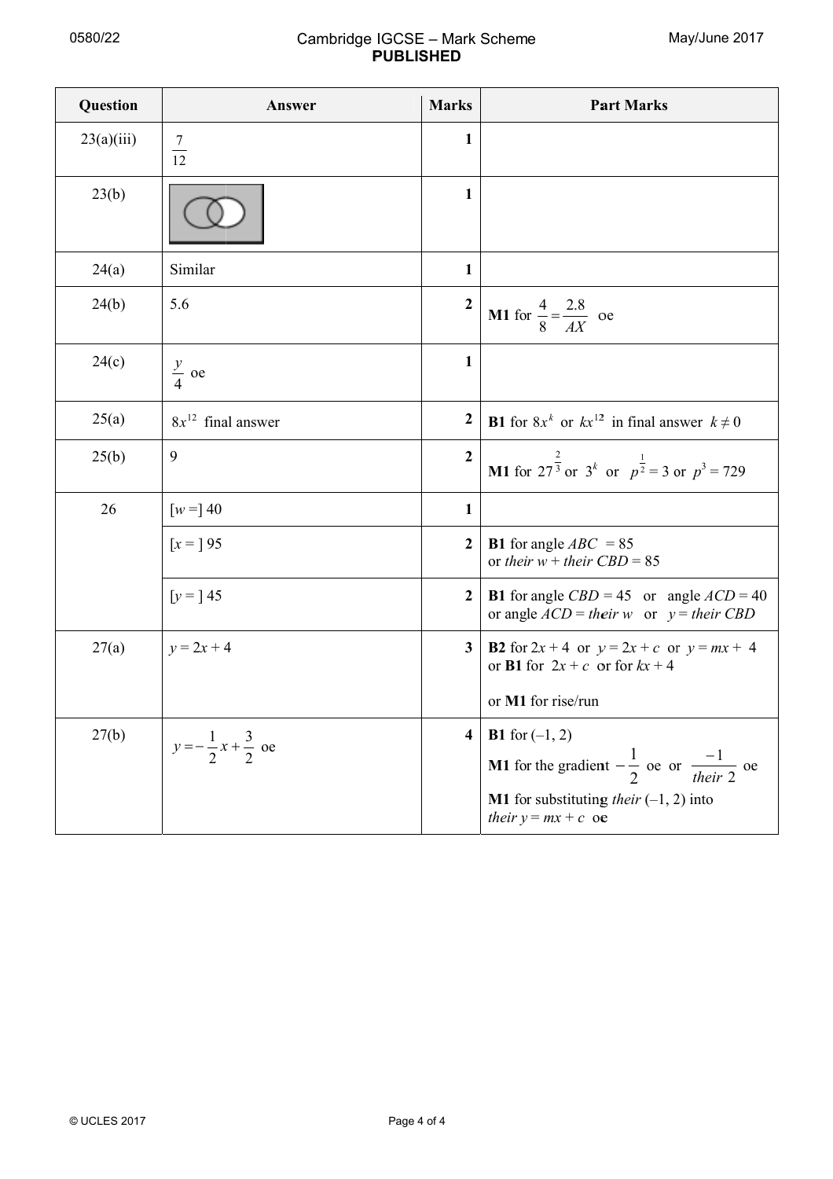| Question | Answer | Marks | Part Marks |
|---|---|---|---|
| 23(a)(iii) | $\frac{7}{12}$ | 1 | |
| 23(b) | | 1 | |
| 24(a) | Similar | 1 | |
| 24(b) | 5.6 | 2 | **M1** for $\frac{4}{8} = \frac{2.8}{AX}$ oe |
| 24(c) | $\frac{y}{4}$ oe | 1 | |
| 25(a) | $8x^{12}$ final answer | 2 | **B1** for $8x^k$ or $kx^{12}$ in final answer $k \neq 0$ |
| 25(b) | 9 | 2 | **M1** for $27^{\frac{2}{3}}$ or $3^k$ or $p^{\frac{1}{2}} = 3$ or $p^3 = 729$ |
| 26 | [$w$ =] 40 | 1 | |
| | [$x$ = ] 95 | 2 | **B1** for angle $ABC$ = 85 or *their* $w$ + *their* $CBD$ = 85 |
| | [$y$ = ] 45 | 2 | **B1** for angle $CBD$ = 45 or angle $ACD$ = 40 or angle $ACD$ = *their* $w$ or $y$ = *their* $CBD$ |
| 27(a) | $y = 2x + 4$ | 3 | **B2** for $2x + 4$ or $y = 2x + c$ or $y = mx + 4$ or **B1** for $2x + c$ or for $kx + 4$ <br><br> or **M1** for rise/run |
| 27(b) | $y = -\frac{1}{2}x + \frac{3}{2}$ oe | 4 | **B1** for (–1, 2) <br> **M1** for the gradient $-\frac{1}{2}$ oe or $\frac{-1}{their\ 2}$ oe <br> **M1** for substituting *their* (–1, 2) into *their* $y = mx + c$ oe |